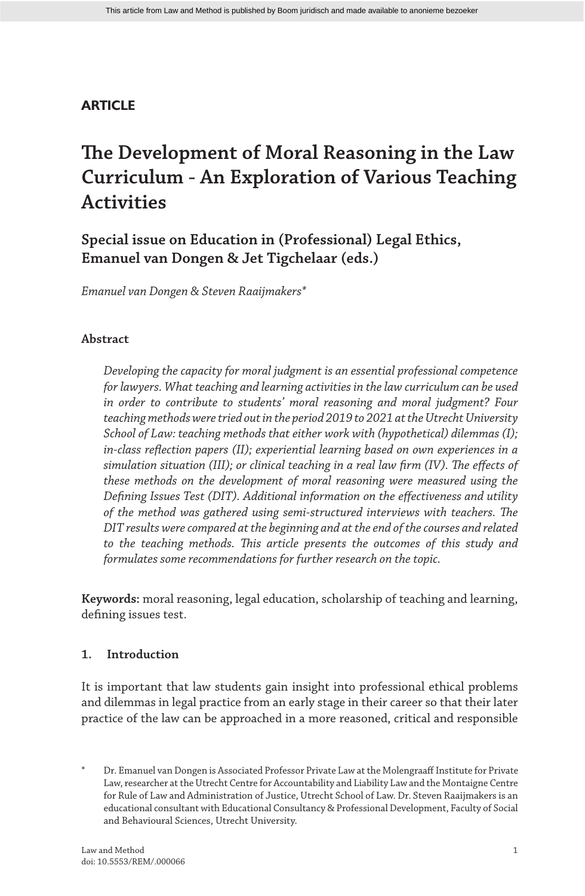**ARTICLE**

# The Development of Moral Reasoning in the Law Curriculum - An Exploration of Various Teaching Activities

## Special issue on Education in (Professional) Legal Ethics, Emanuel van Dongen & Jet Tigchelaar (eds.)

*Emanuel van Dongen & Steven Raaijmakers**

### Abstract

*Developing the capacity for moral judgment is an essential professional competence for lawyers. What teaching and learning activities in the law curriculum can be used in order to contribute to students' moral reasoning and moral judgment? Four teaching methods were tried out in the period 2019 to 2021 at the Utrecht University School of Law: teaching methods that either work with (hypothetical) dilemmas (I); in-class reflection papers (II); experiential learning based on own experiences in a simulation situation (III); or clinical teaching in a real law firm (IV). The effects of these methods on the development of moral reasoning were measured using the Defining Issues Test (DIT). Additional information on the effectiveness and utility of the method was gathered using semi-structured interviews with teachers. The DIT results were compared at the beginning and at the end of the courses and related to the teaching methods. This article presents the outcomes of this study and formulates some recommendations for further research on the topic.*

**Keywords:** moral reasoning, legal education, scholarship of teaching and learning, defining issues test.

### 1. Introduction

It is important that law students gain insight into professional ethical problems and dilemmas in legal practice from an early stage in their career so that their later practice of the law can be approached in a more reasoned, critical and responsible

\* Dr. Emanuel van Dongen is Associated Professor Private Law at the Molengraaff Institute for Private Law, researcher at the Utrecht Centre for Accountability and Liability Law and the Montaigne Centre for Rule of Law and Administration of Justice, Utrecht School of Law. Dr. Steven Raaijmakers is an educational consultant with Educational Consultancy & Professional Development, Faculty of Social and Behavioural Sciences, Utrecht University.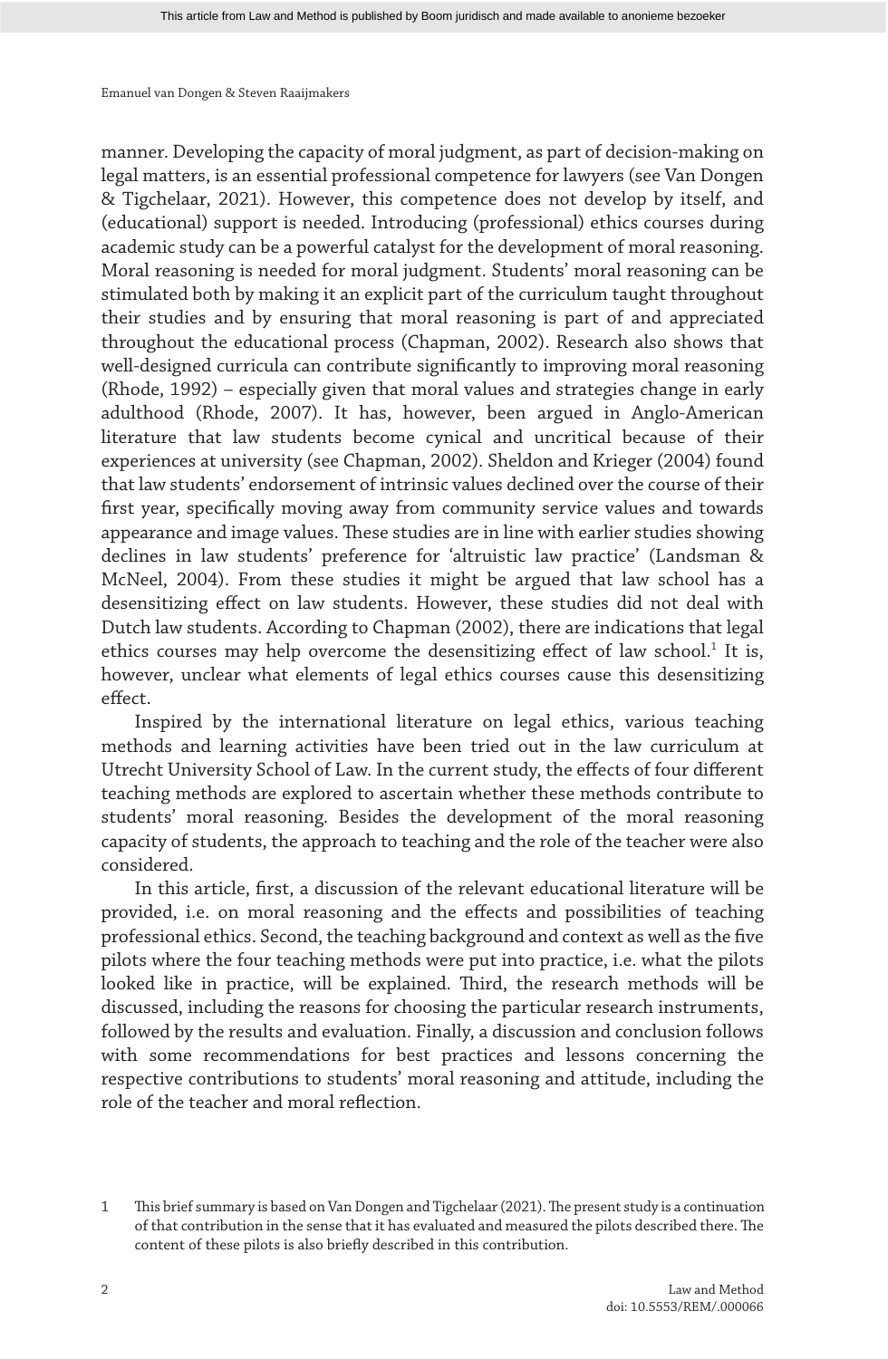manner. Developing the capacity of moral judgment, as part of decision-making on legal matters, is an essential professional competence for lawyers (see Van Dongen & Tigchelaar, 2021). However, this competence does not develop by itself, and (educational) support is needed. Introducing (professional) ethics courses during academic study can be a powerful catalyst for the development of moral reasoning. Moral reasoning is needed for moral judgment. Students' moral reasoning can be stimulated both by making it an explicit part of the curriculum taught throughout their studies and by ensuring that moral reasoning is part of and appreciated throughout the educational process (Chapman, 2002). Research also shows that well-designed curricula can contribute significantly to improving moral reasoning (Rhode, 1992) – especially given that moral values and strategies change in early adulthood (Rhode, 2007). It has, however, been argued in Anglo-American literature that law students become cynical and uncritical because of their experiences at university (see Chapman, 2002). Sheldon and Krieger (2004) found that law students' endorsement of intrinsic values declined over the course of their first year, specifically moving away from community service values and towards appearance and image values. These studies are in line with earlier studies showing declines in law students' preference for 'altruistic law practice' (Landsman & McNeel, 2004). From these studies it might be argued that law school has a desensitizing effect on law students. However, these studies did not deal with Dutch law students. According to Chapman (2002), there are indications that legal ethics courses may help overcome the desensitizing effect of law school.[1] It is, however, unclear what elements of legal ethics courses cause this desensitizing effect.

Inspired by the international literature on legal ethics, various teaching methods and learning activities have been tried out in the law curriculum at Utrecht University School of Law. In the current study, the effects of four different teaching methods are explored to ascertain whether these methods contribute to students' moral reasoning. Besides the development of the moral reasoning capacity of students, the approach to teaching and the role of the teacher were also considered.

In this article, first, a discussion of the relevant educational literature will be provided, i.e. on moral reasoning and the effects and possibilities of teaching professional ethics. Second, the teaching background and context as well as the five pilots where the four teaching methods were put into practice, i.e. what the pilots looked like in practice, will be explained. Third, the research methods will be discussed, including the reasons for choosing the particular research instruments, followed by the results and evaluation. Finally, a discussion and conclusion follows with some recommendations for best practices and lessons concerning the respective contributions to students' moral reasoning and attitude, including the role of the teacher and moral reflection.

1 This brief summary is based on Van Dongen and Tigchelaar (2021). The present study is a continuation of that contribution in the sense that it has evaluated and measured the pilots described there. The content of these pilots is also briefly described in this contribution.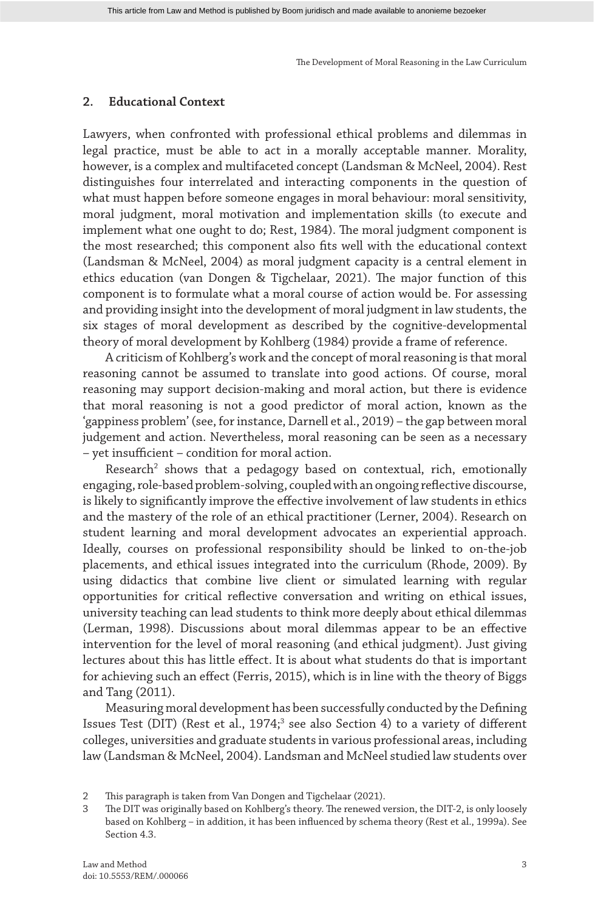## 2. Educational Context

Lawyers, when confronted with professional ethical problems and dilemmas in legal practice, must be able to act in a morally acceptable manner. Morality, however, is a complex and multifaceted concept (Landsman & McNeel, 2004). Rest distinguishes four interrelated and interacting components in the question of what must happen before someone engages in moral behaviour: moral sensitivity, moral judgment, moral motivation and implementation skills (to execute and implement what one ought to do; Rest, 1984). The moral judgment component is the most researched; this component also fits well with the educational context (Landsman & McNeel, 2004) as moral judgment capacity is a central element in ethics education (van Dongen & Tigchelaar, 2021). The major function of this component is to formulate what a moral course of action would be. For assessing and providing insight into the development of moral judgment in law students, the six stages of moral development as described by the cognitive-developmental theory of moral development by Kohlberg (1984) provide a frame of reference.

A criticism of Kohlberg's work and the concept of moral reasoning is that moral reasoning cannot be assumed to translate into good actions. Of course, moral reasoning may support decision-making and moral action, but there is evidence that moral reasoning is not a good predictor of moral action, known as the 'gappiness problem' (see, for instance, Darnell et al., 2019) – the gap between moral judgement and action. Nevertheless, moral reasoning can be seen as a necessary – yet insufficient – condition for moral action.

Research[2] shows that a pedagogy based on contextual, rich, emotionally engaging, role-based problem-solving, coupled with an ongoing reflective discourse, is likely to significantly improve the effective involvement of law students in ethics and the mastery of the role of an ethical practitioner (Lerner, 2004). Research on student learning and moral development advocates an experiential approach. Ideally, courses on professional responsibility should be linked to on-the-job placements, and ethical issues integrated into the curriculum (Rhode, 2009). By using didactics that combine live client or simulated learning with regular opportunities for critical reflective conversation and writing on ethical issues, university teaching can lead students to think more deeply about ethical dilemmas (Lerman, 1998). Discussions about moral dilemmas appear to be an effective intervention for the level of moral reasoning (and ethical judgment). Just giving lectures about this has little effect. It is about what students do that is important for achieving such an effect (Ferris, 2015), which is in line with the theory of Biggs and Tang (2011).

Measuring moral development has been successfully conducted by the Defining Issues Test (DIT) (Rest et al., 1974;[3] see also Section 4) to a variety of different colleges, universities and graduate students in various professional areas, including law (Landsman & McNeel, 2004). Landsman and McNeel studied law students over

2 This paragraph is taken from Van Dongen and Tigchelaar (2021).

3 The DIT was originally based on Kohlberg's theory. The renewed version, the DIT-2, is only loosely based on Kohlberg – in addition, it has been influenced by schema theory (Rest et al., 1999a). See Section 4.3.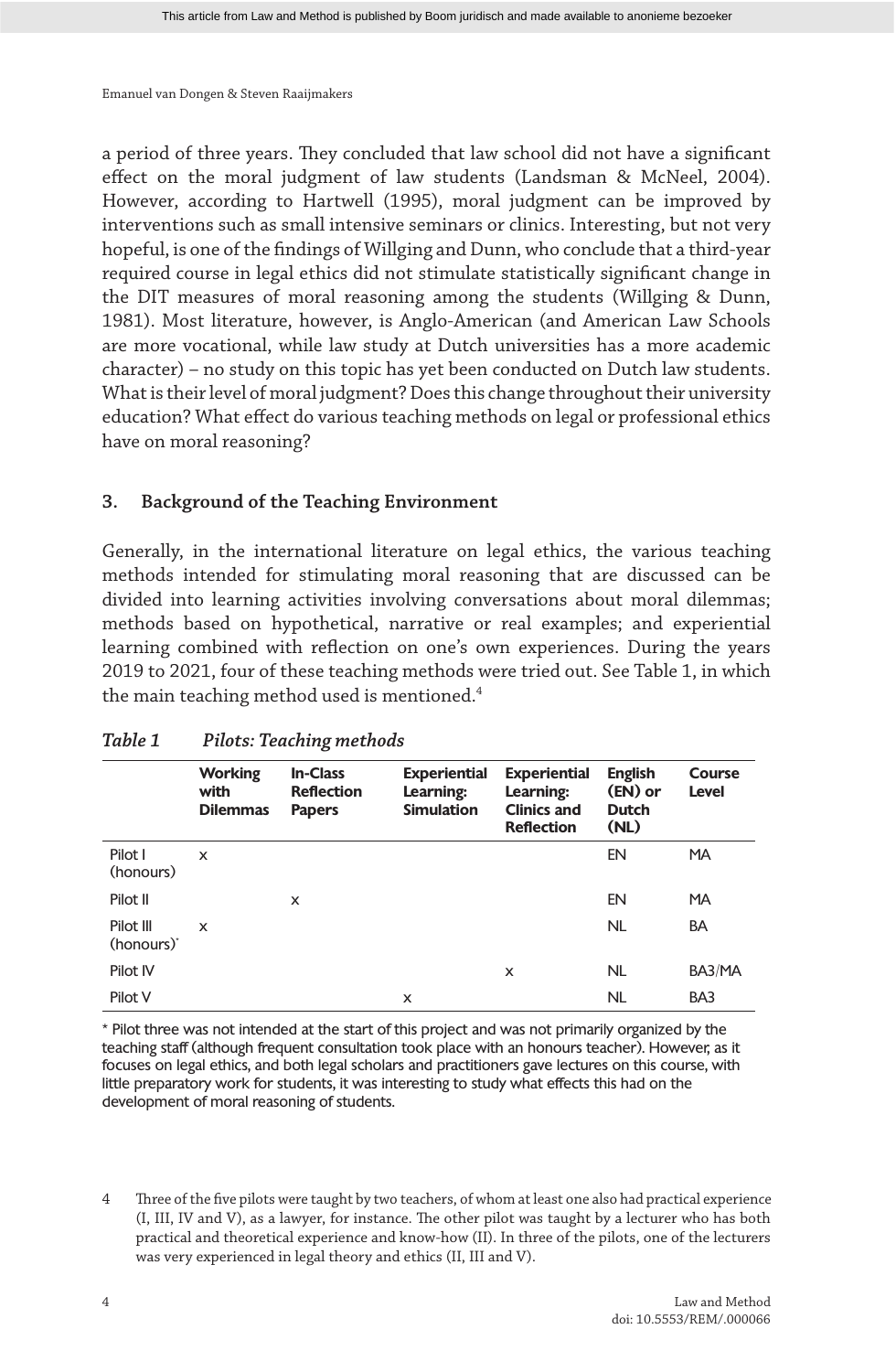a period of three years. They concluded that law school did not have a significant effect on the moral judgment of law students (Landsman & McNeel, 2004). However, according to Hartwell (1995), moral judgment can be improved by interventions such as small intensive seminars or clinics. Interesting, but not very hopeful, is one of the findings of Willging and Dunn, who conclude that a third-year required course in legal ethics did not stimulate statistically significant change in the DIT measures of moral reasoning among the students (Willging & Dunn, 1981). Most literature, however, is Anglo-American (and American Law Schools are more vocational, while law study at Dutch universities has a more academic character) – no study on this topic has yet been conducted on Dutch law students. What is their level of moral judgment? Does this change throughout their university education? What effect do various teaching methods on legal or professional ethics have on moral reasoning?

## 3. Background of the Teaching Environment

Generally, in the international literature on legal ethics, the various teaching methods intended for stimulating moral reasoning that are discussed can be divided into learning activities involving conversations about moral dilemmas; methods based on hypothetical, narrative or real examples; and experiential learning combined with reflection on one's own experiences. During the years 2019 to 2021, four of these teaching methods were tried out. See Table 1, in which the main teaching method used is mentioned.[4]

*Table 1 Pilots: Teaching methods*

| | Working with Dilemmas | In-Class Reflection Papers | Experiential Learning: Simulation | Experiential Learning: Clinics and Reflection | English (EN) or Dutch (NL) | Course Level |
|---|---|---|---|---|---|---|
| Pilot I (honours) | x | | | | EN | MA |
| Pilot II | | x | | | EN | MA |
| Pilot III (honours)* | x | | | | NL | BA |
| Pilot IV | | | | x | NL | BA3/MA |
| Pilot V | | | x | | NL | BA3 |

\* Pilot three was not intended at the start of this project and was not primarily organized by the teaching staff (although frequent consultation took place with an honours teacher). However, as it focuses on legal ethics, and both legal scholars and practitioners gave lectures on this course, with little preparatory work for students, it was interesting to study what effects this had on the development of moral reasoning of students.

4 Three of the five pilots were taught by two teachers, of whom at least one also had practical experience (I, III, IV and V), as a lawyer, for instance. The other pilot was taught by a lecturer who has both practical and theoretical experience and know-how (II). In three of the pilots, one of the lecturers was very experienced in legal theory and ethics (II, III and V).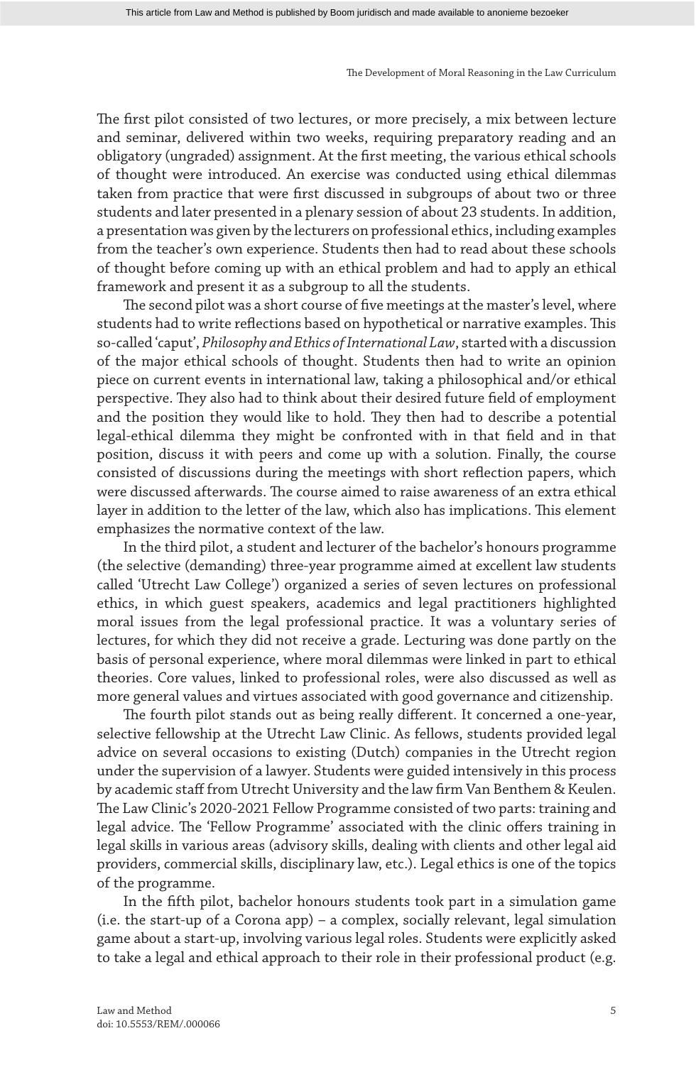The first pilot consisted of two lectures, or more precisely, a mix between lecture and seminar, delivered within two weeks, requiring preparatory reading and an obligatory (ungraded) assignment. At the first meeting, the various ethical schools of thought were introduced. An exercise was conducted using ethical dilemmas taken from practice that were first discussed in subgroups of about two or three students and later presented in a plenary session of about 23 students. In addition, a presentation was given by the lecturers on professional ethics, including examples from the teacher's own experience. Students then had to read about these schools of thought before coming up with an ethical problem and had to apply an ethical framework and present it as a subgroup to all the students.

The second pilot was a short course of five meetings at the master's level, where students had to write reflections based on hypothetical or narrative examples. This so-called 'caput', *Philosophy and Ethics of International Law*, started with a discussion of the major ethical schools of thought. Students then had to write an opinion piece on current events in international law, taking a philosophical and/or ethical perspective. They also had to think about their desired future field of employment and the position they would like to hold. They then had to describe a potential legal-ethical dilemma they might be confronted with in that field and in that position, discuss it with peers and come up with a solution. Finally, the course consisted of discussions during the meetings with short reflection papers, which were discussed afterwards. The course aimed to raise awareness of an extra ethical layer in addition to the letter of the law, which also has implications. This element emphasizes the normative context of the law.

In the third pilot, a student and lecturer of the bachelor's honours programme (the selective (demanding) three-year programme aimed at excellent law students called 'Utrecht Law College') organized a series of seven lectures on professional ethics, in which guest speakers, academics and legal practitioners highlighted moral issues from the legal professional practice. It was a voluntary series of lectures, for which they did not receive a grade. Lecturing was done partly on the basis of personal experience, where moral dilemmas were linked in part to ethical theories. Core values, linked to professional roles, were also discussed as well as more general values and virtues associated with good governance and citizenship.

The fourth pilot stands out as being really different. It concerned a one-year, selective fellowship at the Utrecht Law Clinic. As fellows, students provided legal advice on several occasions to existing (Dutch) companies in the Utrecht region under the supervision of a lawyer. Students were guided intensively in this process by academic staff from Utrecht University and the law firm Van Benthem & Keulen. The Law Clinic's 2020-2021 Fellow Programme consisted of two parts: training and legal advice. The 'Fellow Programme' associated with the clinic offers training in legal skills in various areas (advisory skills, dealing with clients and other legal aid providers, commercial skills, disciplinary law, etc.). Legal ethics is one of the topics of the programme.

In the fifth pilot, bachelor honours students took part in a simulation game (i.e. the start-up of a Corona app) – a complex, socially relevant, legal simulation game about a start-up, involving various legal roles. Students were explicitly asked to take a legal and ethical approach to their role in their professional product (e.g.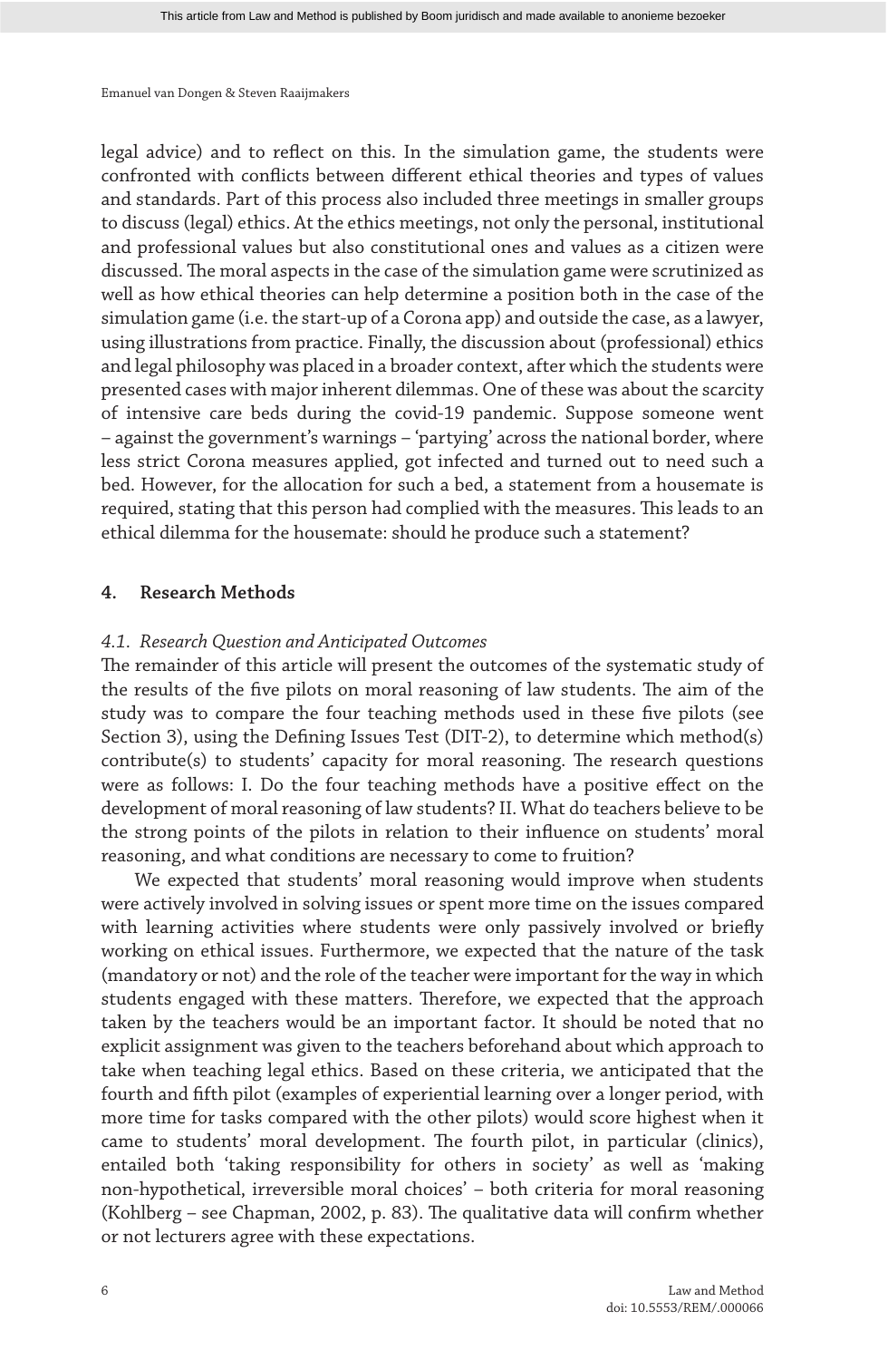legal advice) and to reflect on this. In the simulation game, the students were confronted with conflicts between different ethical theories and types of values and standards. Part of this process also included three meetings in smaller groups to discuss (legal) ethics. At the ethics meetings, not only the personal, institutional and professional values but also constitutional ones and values as a citizen were discussed. The moral aspects in the case of the simulation game were scrutinized as well as how ethical theories can help determine a position both in the case of the simulation game (i.e. the start-up of a Corona app) and outside the case, as a lawyer, using illustrations from practice. Finally, the discussion about (professional) ethics and legal philosophy was placed in a broader context, after which the students were presented cases with major inherent dilemmas. One of these was about the scarcity of intensive care beds during the covid-19 pandemic. Suppose someone went – against the government's warnings – 'partying' across the national border, where less strict Corona measures applied, got infected and turned out to need such a bed. However, for the allocation for such a bed, a statement from a housemate is required, stating that this person had complied with the measures. This leads to an ethical dilemma for the housemate: should he produce such a statement?

## 4. Research Methods

### *4.1. Research Question and Anticipated Outcomes*

The remainder of this article will present the outcomes of the systematic study of the results of the five pilots on moral reasoning of law students. The aim of the study was to compare the four teaching methods used in these five pilots (see Section 3), using the Defining Issues Test (DIT-2), to determine which method(s) contribute(s) to students' capacity for moral reasoning. The research questions were as follows: I. Do the four teaching methods have a positive effect on the development of moral reasoning of law students? II. What do teachers believe to be the strong points of the pilots in relation to their influence on students' moral reasoning, and what conditions are necessary to come to fruition?

We expected that students' moral reasoning would improve when students were actively involved in solving issues or spent more time on the issues compared with learning activities where students were only passively involved or briefly working on ethical issues. Furthermore, we expected that the nature of the task (mandatory or not) and the role of the teacher were important for the way in which students engaged with these matters. Therefore, we expected that the approach taken by the teachers would be an important factor. It should be noted that no explicit assignment was given to the teachers beforehand about which approach to take when teaching legal ethics. Based on these criteria, we anticipated that the fourth and fifth pilot (examples of experiential learning over a longer period, with more time for tasks compared with the other pilots) would score highest when it came to students' moral development. The fourth pilot, in particular (clinics), entailed both 'taking responsibility for others in society' as well as 'making non-hypothetical, irreversible moral choices' – both criteria for moral reasoning (Kohlberg – see Chapman, 2002, p. 83). The qualitative data will confirm whether or not lecturers agree with these expectations.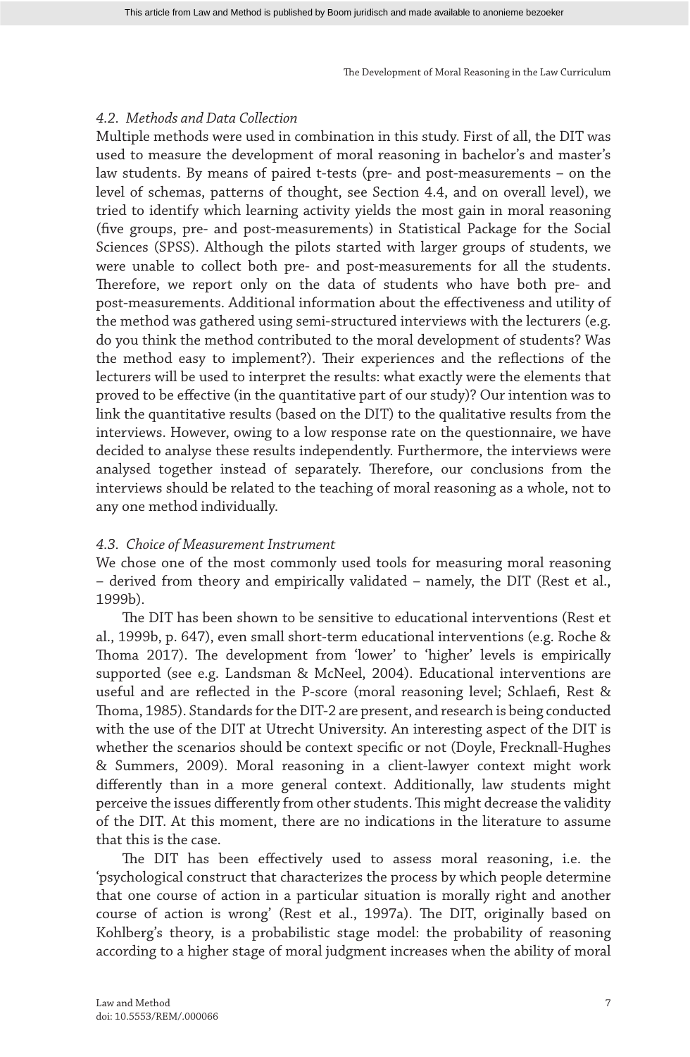### 4.2. *Methods and Data Collection*

Multiple methods were used in combination in this study. First of all, the DIT was used to measure the development of moral reasoning in bachelor's and master's law students. By means of paired t-tests (pre- and post-measurements – on the level of schemas, patterns of thought, see Section 4.4, and on overall level), we tried to identify which learning activity yields the most gain in moral reasoning (five groups, pre- and post-measurements) in Statistical Package for the Social Sciences (SPSS). Although the pilots started with larger groups of students, we were unable to collect both pre- and post-measurements for all the students. Therefore, we report only on the data of students who have both pre- and post-measurements. Additional information about the effectiveness and utility of the method was gathered using semi-structured interviews with the lecturers (e.g. do you think the method contributed to the moral development of students? Was the method easy to implement?). Their experiences and the reflections of the lecturers will be used to interpret the results: what exactly were the elements that proved to be effective (in the quantitative part of our study)? Our intention was to link the quantitative results (based on the DIT) to the qualitative results from the interviews. However, owing to a low response rate on the questionnaire, we have decided to analyse these results independently. Furthermore, the interviews were analysed together instead of separately. Therefore, our conclusions from the interviews should be related to the teaching of moral reasoning as a whole, not to any one method individually.

### 4.3. *Choice of Measurement Instrument*

We chose one of the most commonly used tools for measuring moral reasoning – derived from theory and empirically validated – namely, the DIT (Rest et al., 1999b).

The DIT has been shown to be sensitive to educational interventions (Rest et al., 1999b, p. 647), even small short-term educational interventions (e.g. Roche & Thoma 2017). The development from 'lower' to 'higher' levels is empirically supported (see e.g. Landsman & McNeel, 2004). Educational interventions are useful and are reflected in the P-score (moral reasoning level; Schlaefi, Rest & Thoma, 1985). Standards for the DIT-2 are present, and research is being conducted with the use of the DIT at Utrecht University. An interesting aspect of the DIT is whether the scenarios should be context specific or not (Doyle, Frecknall-Hughes & Summers, 2009). Moral reasoning in a client-lawyer context might work differently than in a more general context. Additionally, law students might perceive the issues differently from other students. This might decrease the validity of the DIT. At this moment, there are no indications in the literature to assume that this is the case.

The DIT has been effectively used to assess moral reasoning, i.e. the 'psychological construct that characterizes the process by which people determine that one course of action in a particular situation is morally right and another course of action is wrong' (Rest et al., 1997a). The DIT, originally based on Kohlberg's theory, is a probabilistic stage model: the probability of reasoning according to a higher stage of moral judgment increases when the ability of moral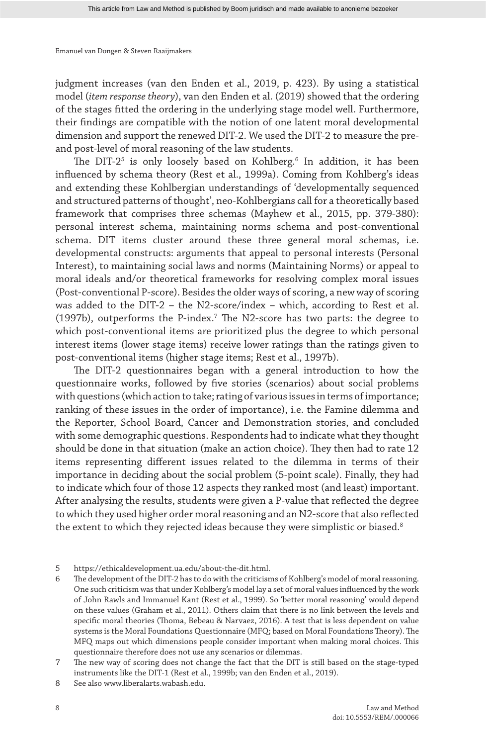judgment increases (van den Enden et al., 2019, p. 423). By using a statistical model (*item response theory*), van den Enden et al. (2019) showed that the ordering of the stages fitted the ordering in the underlying stage model well. Furthermore, their findings are compatible with the notion of one latent moral developmental dimension and support the renewed DIT-2. We used the DIT-2 to measure the pre- and post-level of moral reasoning of the law students.

The DIT-2[5] is only loosely based on Kohlberg.[6] In addition, it has been influenced by schema theory (Rest et al., 1999a). Coming from Kohlberg's ideas and extending these Kohlbergian understandings of 'developmentally sequenced and structured patterns of thought', neo-Kohlbergians call for a theoretically based framework that comprises three schemas (Mayhew et al., 2015, pp. 379-380): personal interest schema, maintaining norms schema and post-conventional schema. DIT items cluster around these three general moral schemas, i.e. developmental constructs: arguments that appeal to personal interests (Personal Interest), to maintaining social laws and norms (Maintaining Norms) or appeal to moral ideals and/or theoretical frameworks for resolving complex moral issues (Post-conventional P-score). Besides the older ways of scoring, a new way of scoring was added to the DIT-2 – the N2-score/index – which, according to Rest et al. (1997b), outperforms the P-index.[7] The N2-score has two parts: the degree to which post-conventional items are prioritized plus the degree to which personal interest items (lower stage items) receive lower ratings than the ratings given to post-conventional items (higher stage items; Rest et al., 1997b).

The DIT-2 questionnaires began with a general introduction to how the questionnaire works, followed by five stories (scenarios) about social problems with questions (which action to take; rating of various issues in terms of importance; ranking of these issues in the order of importance), i.e. the Famine dilemma and the Reporter, School Board, Cancer and Demonstration stories, and concluded with some demographic questions. Respondents had to indicate what they thought should be done in that situation (make an action choice). They then had to rate 12 items representing different issues related to the dilemma in terms of their importance in deciding about the social problem (5-point scale). Finally, they had to indicate which four of those 12 aspects they ranked most (and least) important. After analysing the results, students were given a P-value that reflected the degree to which they used higher order moral reasoning and an N2-score that also reflected the extent to which they rejected ideas because they were simplistic or biased.[8]

---

5 https://ethicaldevelopment.ua.edu/about-the-dit.html.

6 The development of the DIT-2 has to do with the criticisms of Kohlberg's model of moral reasoning. One such criticism was that under Kohlberg's model lay a set of moral values influenced by the work of John Rawls and Immanuel Kant (Rest et al., 1999). So 'better moral reasoning' would depend on these values (Graham et al., 2011). Others claim that there is no link between the levels and specific moral theories (Thoma, Bebeau & Narvaez, 2016). A test that is less dependent on value systems is the Moral Foundations Questionnaire (MFQ; based on Moral Foundations Theory). The MFQ maps out which dimensions people consider important when making moral choices. This questionnaire therefore does not use any scenarios or dilemmas.

7 The new way of scoring does not change the fact that the DIT is still based on the stage-typed instruments like the DIT-1 (Rest et al., 1999b; van den Enden et al., 2019).

8 See also www.liberalarts.wabash.edu.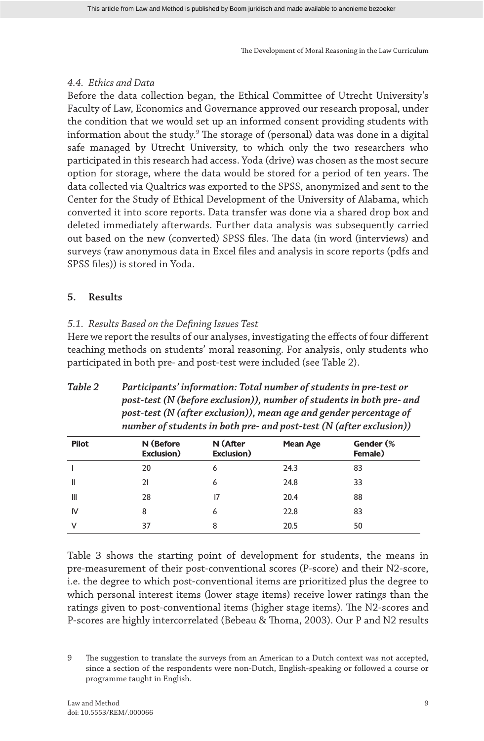### 4.4. Ethics and Data

Before the data collection began, the Ethical Committee of Utrecht University's Faculty of Law, Economics and Governance approved our research proposal, under the condition that we would set up an informed consent providing students with information about the study.[9] The storage of (personal) data was done in a digital safe managed by Utrecht University, to which only the two researchers who participated in this research had access. Yoda (drive) was chosen as the most secure option for storage, where the data would be stored for a period of ten years. The data collected via Qualtrics was exported to the SPSS, anonymized and sent to the Center for the Study of Ethical Development of the University of Alabama, which converted it into score reports. Data transfer was done via a shared drop box and deleted immediately afterwards. Further data analysis was subsequently carried out based on the new (converted) SPSS files. The data (in word (interviews) and surveys (raw anonymous data in Excel files and analysis in score reports (pdfs and SPSS files)) is stored in Yoda.

## 5. Results

### 5.1. Results Based on the Defining Issues Test

Here we report the results of our analyses, investigating the effects of four different teaching methods on students' moral reasoning. For analysis, only students who participated in both pre- and post-test were included (see Table 2).

***Table 2 Participants' information: Total number of students in pre-test or post-test (N (before exclusion)), number of students in both pre- and post-test (N (after exclusion)), mean age and gender percentage of number of students in both pre- and post-test (N (after exclusion))***

| Pilot | N (Before Exclusion) | N (After Exclusion) | Mean Age | Gender (% Female) |
|---|---|---|---|---|
| I | 20 | 6 | 24.3 | 83 |
| II | 21 | 6 | 24.8 | 33 |
| III | 28 | 17 | 20.4 | 88 |
| IV | 8 | 6 | 22.8 | 83 |
| V | 37 | 8 | 20.5 | 50 |

Table 3 shows the starting point of development for students, the means in pre-measurement of their post-conventional scores (P-score) and their N2-score, i.e. the degree to which post-conventional items are prioritized plus the degree to which personal interest items (lower stage items) receive lower ratings than the ratings given to post-conventional items (higher stage items). The N2-scores and P-scores are highly intercorrelated (Bebeau & Thoma, 2003). Our P and N2 results

9 The suggestion to translate the surveys from an American to a Dutch context was not accepted, since a section of the respondents were non-Dutch, English-speaking or followed a course or programme taught in English.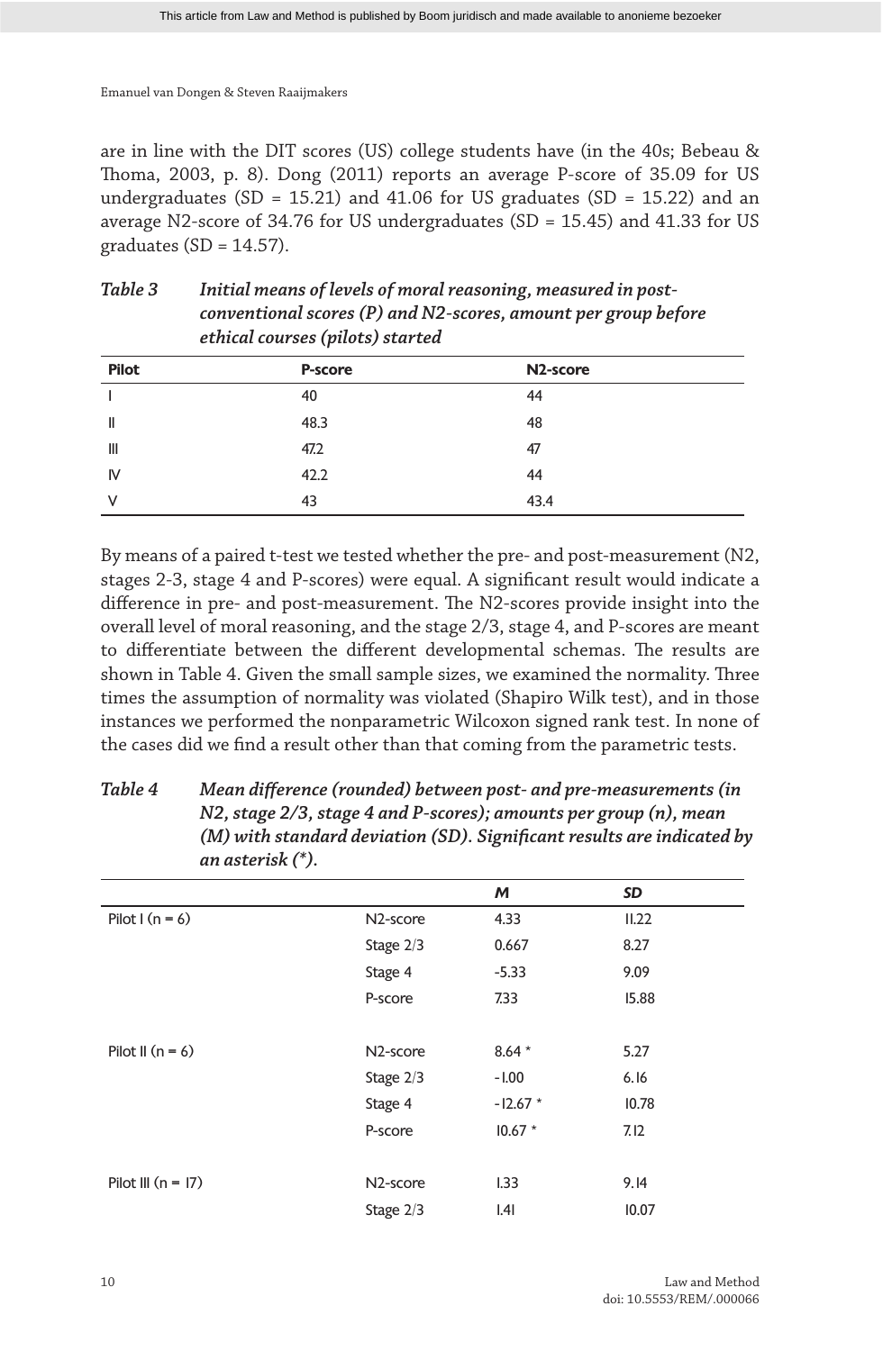are in line with the DIT scores (US) college students have (in the 40s; Bebeau & Thoma, 2003, p. 8). Dong (2011) reports an average P-score of 35.09 for US undergraduates (SD = 15.21) and 41.06 for US graduates (SD = 15.22) and an average N2-score of 34.76 for US undergraduates (SD = 15.45) and 41.33 for US graduates (SD = 14.57).

***Table 3 Initial means of levels of moral reasoning, measured in post-conventional scores (P) and N2-scores, amount per group before ethical courses (pilots) started***

| Pilot | P-score | N2-score |
|---|---|---|
| I | 40 | 44 |
| II | 48.3 | 48 |
| III | 47.2 | 47 |
| IV | 42.2 | 44 |
| V | 43 | 43.4 |

By means of a paired t-test we tested whether the pre- and post-measurement (N2, stages 2-3, stage 4 and P-scores) were equal. A significant result would indicate a difference in pre- and post-measurement. The N2-scores provide insight into the overall level of moral reasoning, and the stage 2/3, stage 4, and P-scores are meant to differentiate between the different developmental schemas. The results are shown in Table 4. Given the small sample sizes, we examined the normality. Three times the assumption of normality was violated (Shapiro Wilk test), and in those instances we performed the nonparametric Wilcoxon signed rank test. In none of the cases did we find a result other than that coming from the parametric tests.

***Table 4 Mean difference (rounded) between post- and pre-measurements (in N2, stage 2/3, stage 4 and P-scores); amounts per group (n), mean (M) with standard deviation (SD). Significant results are indicated by an asterisk (\*).***

| | | *M* | *SD* |
|---|---|---|---|
| Pilot I (n = 6) | N2-score | 4.33 | 11.22 |
| | Stage 2/3 | 0.667 | 8.27 |
| | Stage 4 | -5.33 | 9.09 |
| | P-score | 7.33 | 15.88 |
| | | | |
| Pilot II (n = 6) | N2-score | 8.64 * | 5.27 |
| | Stage 2/3 | -1.00 | 6.16 |
| | Stage 4 | -12.67 * | 10.78 |
| | P-score | 10.67 * | 7.12 |
| | | | |
| Pilot III (n = 17) | N2-score | 1.33 | 9.14 |
| | Stage 2/3 | 1.41 | 10.07 |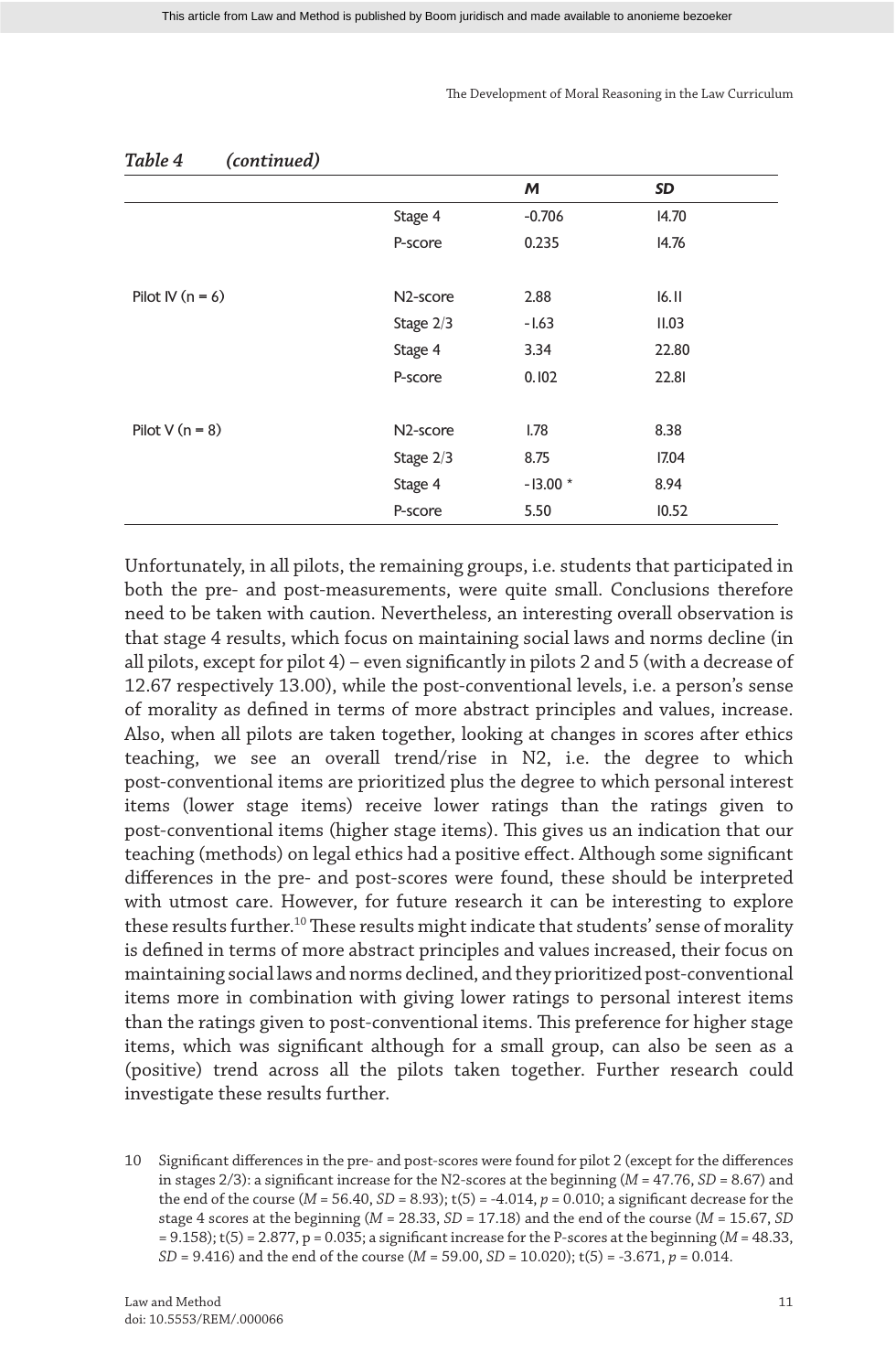*Table 4 (continued)*

| | | *M* | *SD* |
|---|---|---|---|
| | Stage 4 | -0.706 | 14.70 |
| | P-score | 0.235 | 14.76 |
| Pilot IV (n = 6) | N2-score | 2.88 | 16.11 |
| | Stage 2/3 | -1.63 | 11.03 |
| | Stage 4 | 3.34 | 22.80 |
| | P-score | 0.102 | 22.81 |
| Pilot V (n = 8) | N2-score | 1.78 | 8.38 |
| | Stage 2/3 | 8.75 | 17.04 |
| | Stage 4 | -13.00 * | 8.94 |
| | P-score | 5.50 | 10.52 |

Unfortunately, in all pilots, the remaining groups, i.e. students that participated in both the pre- and post-measurements, were quite small. Conclusions therefore need to be taken with caution. Nevertheless, an interesting overall observation is that stage 4 results, which focus on maintaining social laws and norms decline (in all pilots, except for pilot 4) – even significantly in pilots 2 and 5 (with a decrease of 12.67 respectively 13.00), while the post-conventional levels, i.e. a person's sense of morality as defined in terms of more abstract principles and values, increase. Also, when all pilots are taken together, looking at changes in scores after ethics teaching, we see an overall trend/rise in N2, i.e. the degree to which post-conventional items are prioritized plus the degree to which personal interest items (lower stage items) receive lower ratings than the ratings given to post-conventional items (higher stage items). This gives us an indication that our teaching (methods) on legal ethics had a positive effect. Although some significant differences in the pre- and post-scores were found, these should be interpreted with utmost care. However, for future research it can be interesting to explore these results further.[10] These results might indicate that students' sense of morality is defined in terms of more abstract principles and values increased, their focus on maintaining social laws and norms declined, and they prioritized post-conventional items more in combination with giving lower ratings to personal interest items than the ratings given to post-conventional items. This preference for higher stage items, which was significant although for a small group, can also be seen as a (positive) trend across all the pilots taken together. Further research could investigate these results further.

10 Significant differences in the pre- and post-scores were found for pilot 2 (except for the differences in stages 2/3): a significant increase for the N2-scores at the beginning ($M$ = 47.76, $SD$ = 8.67) and the end of the course ($M$ = 56.40, $SD$ = 8.93); $t(5) = -4.014$, $p = 0.010$; a significant decrease for the stage 4 scores at the beginning ($M$ = 28.33, $SD$ = 17.18) and the end of the course ($M$ = 15.67, $SD$ = 9.158); $t(5) = 2.877$, $p = 0.035$; a significant increase for the P-scores at the beginning ($M$ = 48.33, $SD$ = 9.416) and the end of the course ($M$ = 59.00, $SD$ = 10.020); $t(5) = -3.671$, $p = 0.014$.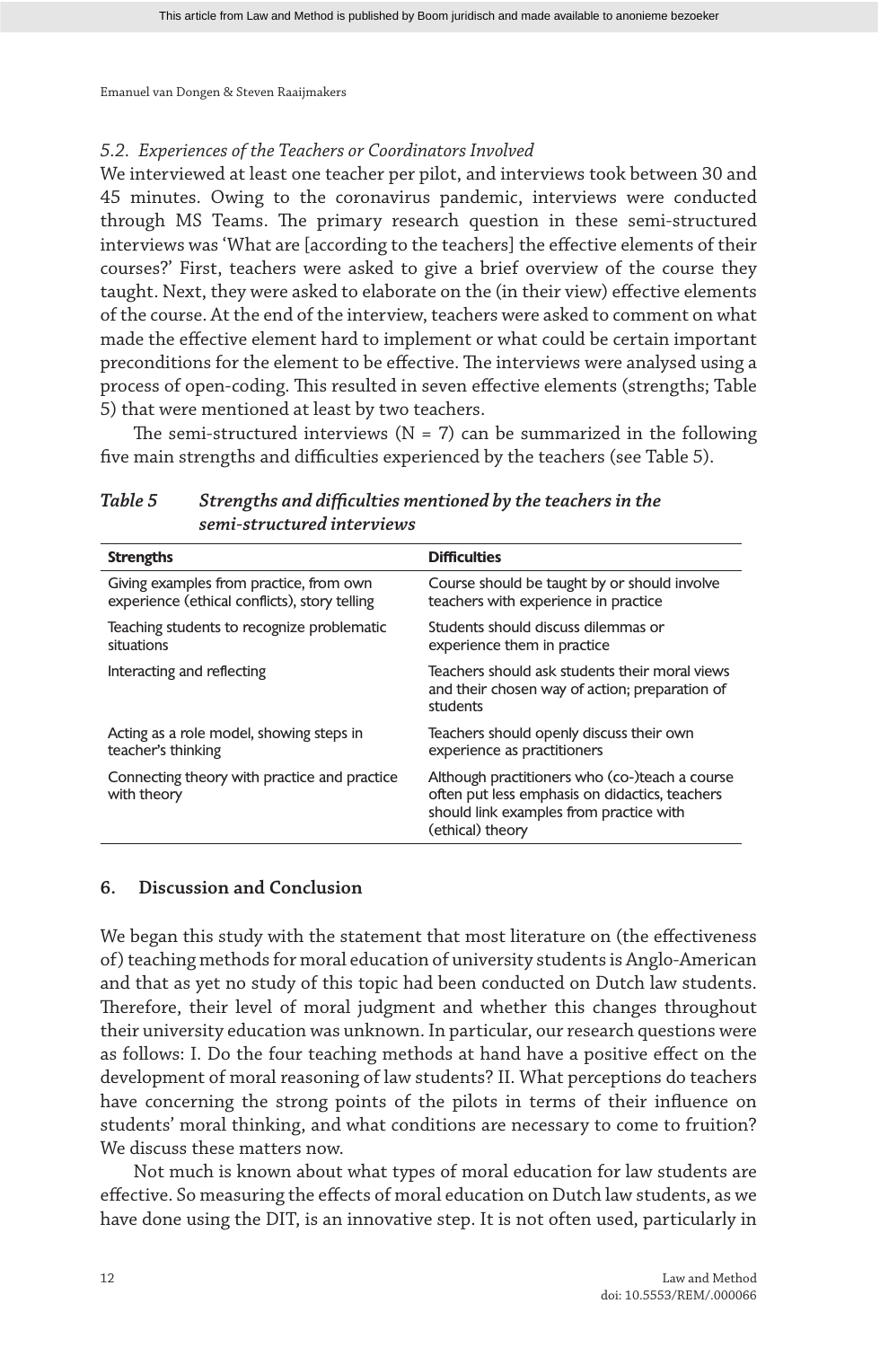### 5.2. *Experiences of the Teachers or Coordinators Involved*

We interviewed at least one teacher per pilot, and interviews took between 30 and 45 minutes. Owing to the coronavirus pandemic, interviews were conducted through MS Teams. The primary research question in these semi-structured interviews was 'What are [according to the teachers] the effective elements of their courses?' First, teachers were asked to give a brief overview of the course they taught. Next, they were asked to elaborate on the (in their view) effective elements of the course. At the end of the interview, teachers were asked to comment on what made the effective element hard to implement or what could be certain important preconditions for the element to be effective. The interviews were analysed using a process of open-coding. This resulted in seven effective elements (strengths; Table 5) that were mentioned at least by two teachers.

The semi-structured interviews (N = 7) can be summarized in the following five main strengths and difficulties experienced by the teachers (see Table 5).

***Table 5 Strengths and difficulties mentioned by the teachers in the semi-structured interviews***

| **Strengths** | **Difficulties** |
|---|---|
| Giving examples from practice, from own experience (ethical conflicts), story telling | Course should be taught by or should involve teachers with experience in practice |
| Teaching students to recognize problematic situations | Students should discuss dilemmas or experience them in practice |
| Interacting and reflecting | Teachers should ask students their moral views and their chosen way of action; preparation of students |
| Acting as a role model, showing steps in teacher's thinking | Teachers should openly discuss their own experience as practitioners |
| Connecting theory with practice and practice with theory | Although practitioners who (co-)teach a course often put less emphasis on didactics, teachers should link examples from practice with (ethical) theory |

## 6. Discussion and Conclusion

We began this study with the statement that most literature on (the effectiveness of) teaching methods for moral education of university students is Anglo-American and that as yet no study of this topic had been conducted on Dutch law students. Therefore, their level of moral judgment and whether this changes throughout their university education was unknown. In particular, our research questions were as follows: I. Do the four teaching methods at hand have a positive effect on the development of moral reasoning of law students? II. What perceptions do teachers have concerning the strong points of the pilots in terms of their influence on students' moral thinking, and what conditions are necessary to come to fruition? We discuss these matters now.

Not much is known about what types of moral education for law students are effective. So measuring the effects of moral education on Dutch law students, as we have done using the DIT, is an innovative step. It is not often used, particularly in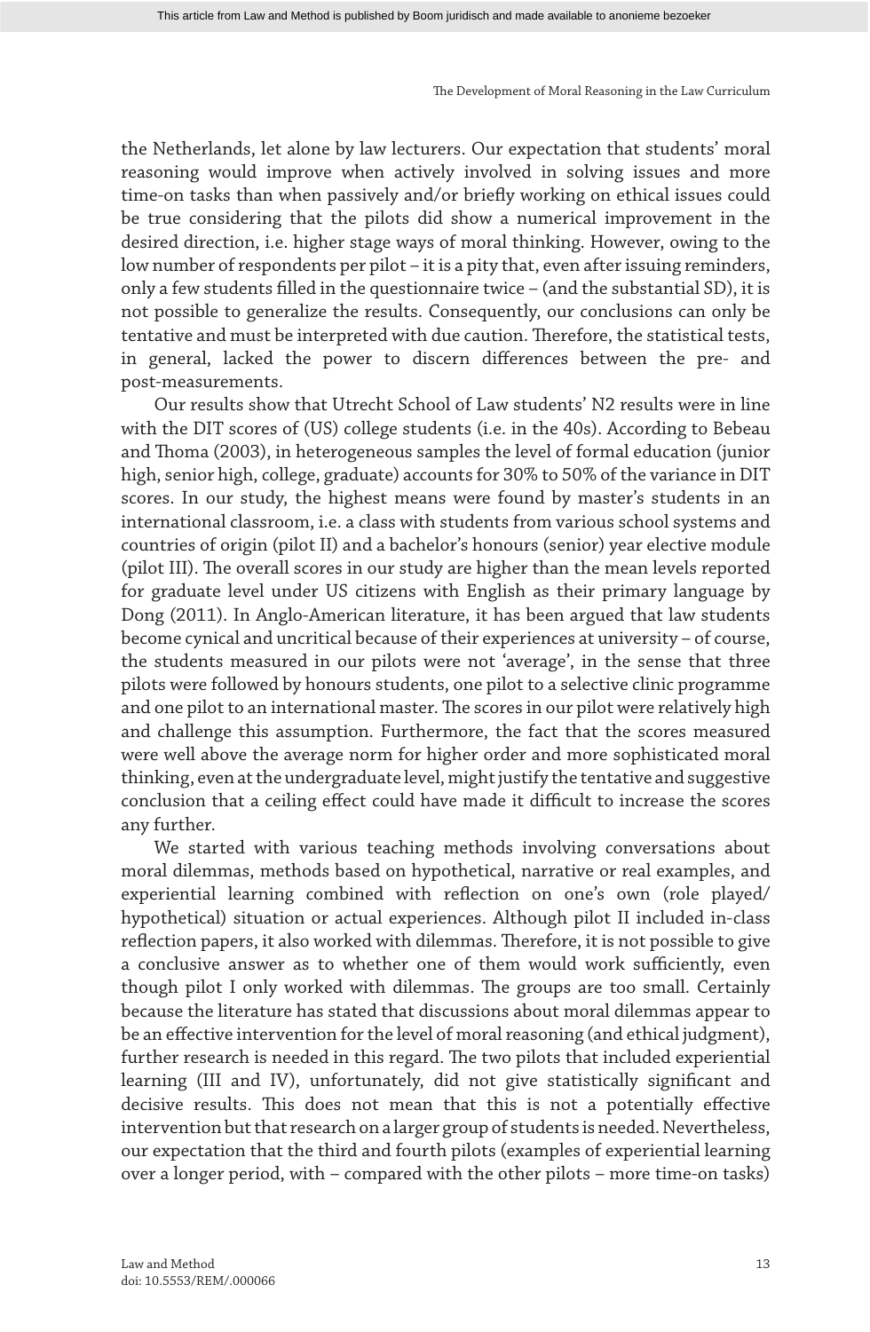the Netherlands, let alone by law lecturers. Our expectation that students' moral reasoning would improve when actively involved in solving issues and more time-on tasks than when passively and/or briefly working on ethical issues could be true considering that the pilots did show a numerical improvement in the desired direction, i.e. higher stage ways of moral thinking. However, owing to the low number of respondents per pilot – it is a pity that, even after issuing reminders, only a few students filled in the questionnaire twice – (and the substantial SD), it is not possible to generalize the results. Consequently, our conclusions can only be tentative and must be interpreted with due caution. Therefore, the statistical tests, in general, lacked the power to discern differences between the pre- and post-measurements.

Our results show that Utrecht School of Law students' N2 results were in line with the DIT scores of (US) college students (i.e. in the 40s). According to Bebeau and Thoma (2003), in heterogeneous samples the level of formal education (junior high, senior high, college, graduate) accounts for 30% to 50% of the variance in DIT scores. In our study, the highest means were found by master's students in an international classroom, i.e. a class with students from various school systems and countries of origin (pilot II) and a bachelor's honours (senior) year elective module (pilot III). The overall scores in our study are higher than the mean levels reported for graduate level under US citizens with English as their primary language by Dong (2011). In Anglo-American literature, it has been argued that law students become cynical and uncritical because of their experiences at university – of course, the students measured in our pilots were not 'average', in the sense that three pilots were followed by honours students, one pilot to a selective clinic programme and one pilot to an international master. The scores in our pilot were relatively high and challenge this assumption. Furthermore, the fact that the scores measured were well above the average norm for higher order and more sophisticated moral thinking, even at the undergraduate level, might justify the tentative and suggestive conclusion that a ceiling effect could have made it difficult to increase the scores any further.

We started with various teaching methods involving conversations about moral dilemmas, methods based on hypothetical, narrative or real examples, and experiential learning combined with reflection on one's own (role played/ hypothetical) situation or actual experiences. Although pilot II included in-class reflection papers, it also worked with dilemmas. Therefore, it is not possible to give a conclusive answer as to whether one of them would work sufficiently, even though pilot I only worked with dilemmas. The groups are too small. Certainly because the literature has stated that discussions about moral dilemmas appear to be an effective intervention for the level of moral reasoning (and ethical judgment), further research is needed in this regard. The two pilots that included experiential learning (III and IV), unfortunately, did not give statistically significant and decisive results. This does not mean that this is not a potentially effective intervention but that research on a larger group of students is needed. Nevertheless, our expectation that the third and fourth pilots (examples of experiential learning over a longer period, with – compared with the other pilots – more time-on tasks)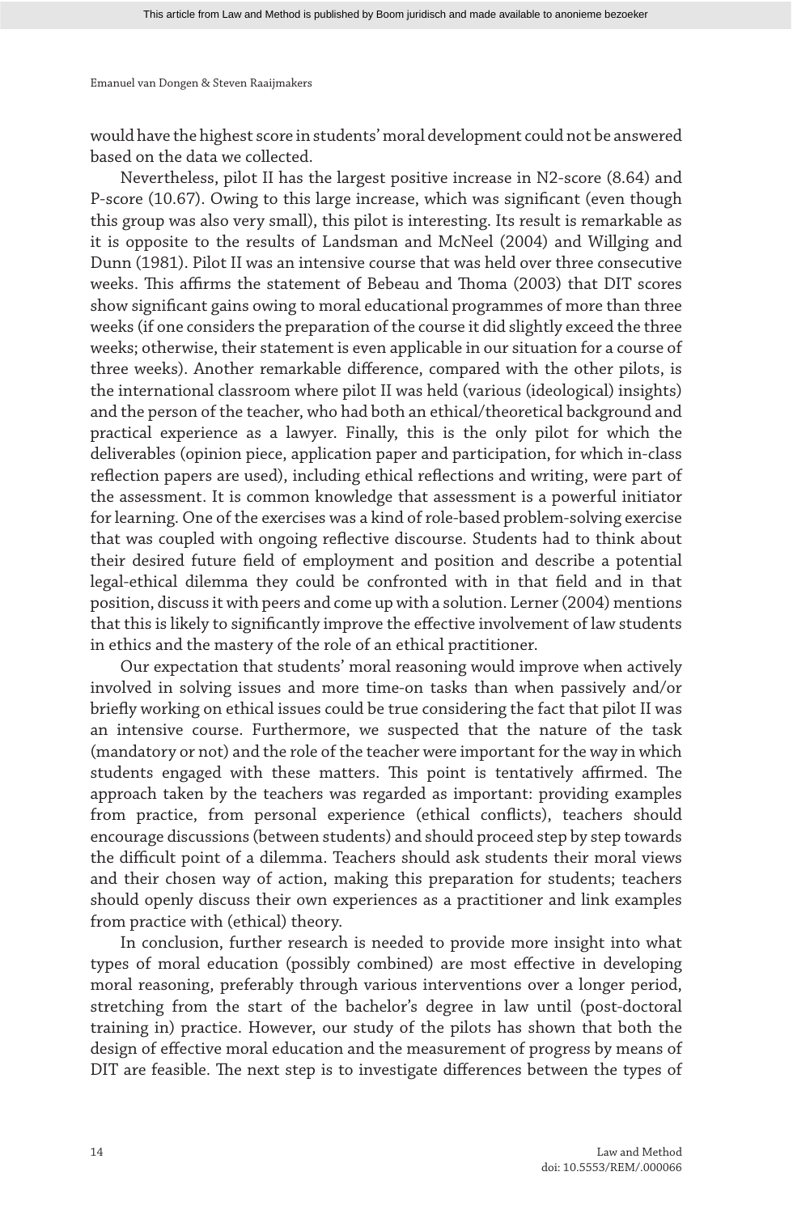would have the highest score in students' moral development could not be answered based on the data we collected.

Nevertheless, pilot II has the largest positive increase in N2-score (8.64) and P-score (10.67). Owing to this large increase, which was significant (even though this group was also very small), this pilot is interesting. Its result is remarkable as it is opposite to the results of Landsman and McNeel (2004) and Willging and Dunn (1981). Pilot II was an intensive course that was held over three consecutive weeks. This affirms the statement of Bebeau and Thoma (2003) that DIT scores show significant gains owing to moral educational programmes of more than three weeks (if one considers the preparation of the course it did slightly exceed the three weeks; otherwise, their statement is even applicable in our situation for a course of three weeks). Another remarkable difference, compared with the other pilots, is the international classroom where pilot II was held (various (ideological) insights) and the person of the teacher, who had both an ethical/theoretical background and practical experience as a lawyer. Finally, this is the only pilot for which the deliverables (opinion piece, application paper and participation, for which in-class reflection papers are used), including ethical reflections and writing, were part of the assessment. It is common knowledge that assessment is a powerful initiator for learning. One of the exercises was a kind of role-based problem-solving exercise that was coupled with ongoing reflective discourse. Students had to think about their desired future field of employment and position and describe a potential legal-ethical dilemma they could be confronted with in that field and in that position, discuss it with peers and come up with a solution. Lerner (2004) mentions that this is likely to significantly improve the effective involvement of law students in ethics and the mastery of the role of an ethical practitioner.

Our expectation that students' moral reasoning would improve when actively involved in solving issues and more time-on tasks than when passively and/or briefly working on ethical issues could be true considering the fact that pilot II was an intensive course. Furthermore, we suspected that the nature of the task (mandatory or not) and the role of the teacher were important for the way in which students engaged with these matters. This point is tentatively affirmed. The approach taken by the teachers was regarded as important: providing examples from practice, from personal experience (ethical conflicts), teachers should encourage discussions (between students) and should proceed step by step towards the difficult point of a dilemma. Teachers should ask students their moral views and their chosen way of action, making this preparation for students; teachers should openly discuss their own experiences as a practitioner and link examples from practice with (ethical) theory.

In conclusion, further research is needed to provide more insight into what types of moral education (possibly combined) are most effective in developing moral reasoning, preferably through various interventions over a longer period, stretching from the start of the bachelor's degree in law until (post-doctoral training in) practice. However, our study of the pilots has shown that both the design of effective moral education and the measurement of progress by means of DIT are feasible. The next step is to investigate differences between the types of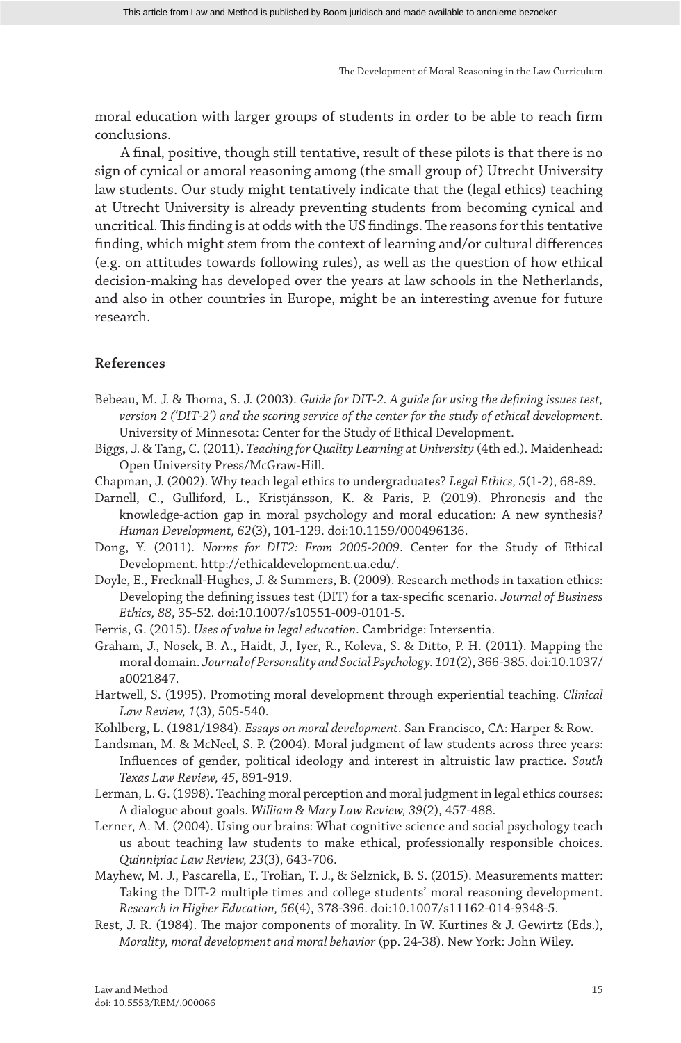moral education with larger groups of students in order to be able to reach firm conclusions.

A final, positive, though still tentative, result of these pilots is that there is no sign of cynical or amoral reasoning among (the small group of) Utrecht University law students. Our study might tentatively indicate that the (legal ethics) teaching at Utrecht University is already preventing students from becoming cynical and uncritical. This finding is at odds with the US findings. The reasons for this tentative finding, which might stem from the context of learning and/or cultural differences (e.g. on attitudes towards following rules), as well as the question of how ethical decision-making has developed over the years at law schools in the Netherlands, and also in other countries in Europe, might be an interesting avenue for future research.

## References

Bebeau, M. J. & Thoma, S. J. (2003). *Guide for DIT-2. A guide for using the defining issues test, version 2 ('DIT-2') and the scoring service of the center for the study of ethical development*. University of Minnesota: Center for the Study of Ethical Development.

Biggs, J. & Tang, C. (2011). *Teaching for Quality Learning at University* (4th ed.). Maidenhead: Open University Press/McGraw-Hill.

Chapman, J. (2002). Why teach legal ethics to undergraduates? *Legal Ethics, 5*(1-2), 68-89.

Darnell, C., Gulliford, L., Kristjánsson, K. & Paris, P. (2019). Phronesis and the knowledge-action gap in moral psychology and moral education: A new synthesis? *Human Development*, *62*(3), 101-129. doi:10.1159/000496136.

Dong, Y. (2011). *Norms for DIT2: From 2005-2009*. Center for the Study of Ethical Development. http://ethicaldevelopment.ua.edu/.

Doyle, E., Frecknall-Hughes, J. & Summers, B. (2009). Research methods in taxation ethics: Developing the defining issues test (DIT) for a tax-specific scenario. *Journal of Business Ethics, 88*, 35-52. doi:10.1007/s10551-009-0101-5.

Ferris, G. (2015). *Uses of value in legal education*. Cambridge: Intersentia.

Graham, J., Nosek, B. A., Haidt, J., Iyer, R., Koleva, S. & Ditto, P. H. (2011). Mapping the moral domain. *Journal of Personality and Social Psychology. 101*(2), 366-385. doi:10.1037/a0021847.

Hartwell, S. (1995). Promoting moral development through experiential teaching. *Clinical Law Review, 1*(3), 505-540.

Kohlberg, L. (1981/1984). *Essays on moral development*. San Francisco, CA: Harper & Row.

Landsman, M. & McNeel, S. P. (2004). Moral judgment of law students across three years: Influences of gender, political ideology and interest in altruistic law practice. *South Texas Law Review, 45*, 891-919.

Lerman, L. G. (1998). Teaching moral perception and moral judgment in legal ethics courses: A dialogue about goals. *William & Mary Law Review, 39*(2), 457-488.

Lerner, A. M. (2004). Using our brains: What cognitive science and social psychology teach us about teaching law students to make ethical, professionally responsible choices. *Quinnipiac Law Review, 23*(3), 643-706.

Mayhew, M. J., Pascarella, E., Trolian, T. J., & Selznick, B. S. (2015). Measurements matter: Taking the DIT-2 multiple times and college students' moral reasoning development. *Research in Higher Education, 56*(4), 378-396. doi:10.1007/s11162-014-9348-5.

Rest, J. R. (1984). The major components of morality. In W. Kurtines & J. Gewirtz (Eds.), *Morality, moral development and moral behavior* (pp. 24-38). New York: John Wiley.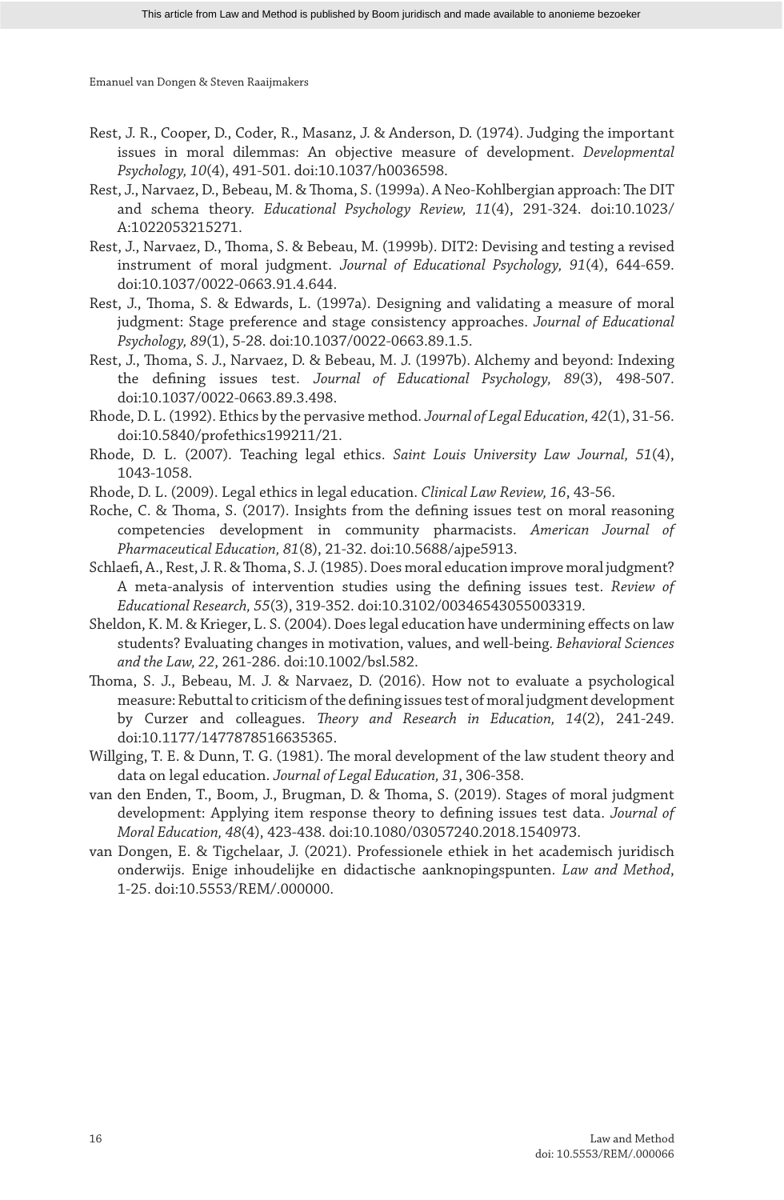Rest, J. R., Cooper, D., Coder, R., Masanz, J. & Anderson, D. (1974). Judging the important issues in moral dilemmas: An objective measure of development. *Developmental Psychology, 10*(4), 491-501. doi:10.1037/h0036598.

Rest, J., Narvaez, D., Bebeau, M. & Thoma, S. (1999a). A Neo-Kohlbergian approach: The DIT and schema theory. *Educational Psychology Review, 11*(4), 291-324. doi:10.1023/A:1022053215271.

Rest, J., Narvaez, D., Thoma, S. & Bebeau, M. (1999b). DIT2: Devising and testing a revised instrument of moral judgment. *Journal of Educational Psychology, 91*(4), 644-659. doi:10.1037/0022-0663.91.4.644.

Rest, J., Thoma, S. & Edwards, L. (1997a). Designing and validating a measure of moral judgment: Stage preference and stage consistency approaches. *Journal of Educational Psychology, 89*(1), 5-28. doi:10.1037/0022-0663.89.1.5.

Rest, J., Thoma, S. J., Narvaez, D. & Bebeau, M. J. (1997b). Alchemy and beyond: Indexing the defining issues test. *Journal of Educational Psychology, 89*(3), 498-507. doi:10.1037/0022-0663.89.3.498.

Rhode, D. L. (1992). Ethics by the pervasive method. *Journal of Legal Education, 42*(1), 31-56. doi:10.5840/profethics199211/21.

Rhode, D. L. (2007). Teaching legal ethics. *Saint Louis University Law Journal, 51*(4), 1043-1058.

Rhode, D. L. (2009). Legal ethics in legal education. *Clinical Law Review, 16*, 43-56.

Roche, C. & Thoma, S. (2017). Insights from the defining issues test on moral reasoning competencies development in community pharmacists. *American Journal of Pharmaceutical Education, 81*(8), 21-32. doi:10.5688/ajpe5913.

Schlaefi, A., Rest, J. R. & Thoma, S. J. (1985). Does moral education improve moral judgment? A meta-analysis of intervention studies using the defining issues test. *Review of Educational Research, 55*(3), 319-352. doi:10.3102/00346543055003319.

Sheldon, K. M. & Krieger, L. S. (2004). Does legal education have undermining effects on law students? Evaluating changes in motivation, values, and well-being. *Behavioral Sciences and the Law, 22*, 261-286. doi:10.1002/bsl.582.

Thoma, S. J., Bebeau, M. J. & Narvaez, D. (2016). How not to evaluate a psychological measure: Rebuttal to criticism of the defining issues test of moral judgment development by Curzer and colleagues. *Theory and Research in Education, 14*(2), 241-249. doi:10.1177/1477878516635365.

Willging, T. E. & Dunn, T. G. (1981). The moral development of the law student theory and data on legal education. *Journal of Legal Education, 31*, 306-358.

van den Enden, T., Boom, J., Brugman, D. & Thoma, S. (2019). Stages of moral judgment development: Applying item response theory to defining issues test data. *Journal of Moral Education, 48*(4), 423-438. doi:10.1080/03057240.2018.1540973.

van Dongen, E. & Tigchelaar, J. (2021). Professionele ethiek in het academisch juridisch onderwijs. Enige inhoudelijke en didactische aanknopingspunten. *Law and Method*, 1-25. doi:10.5553/REM/.000000.